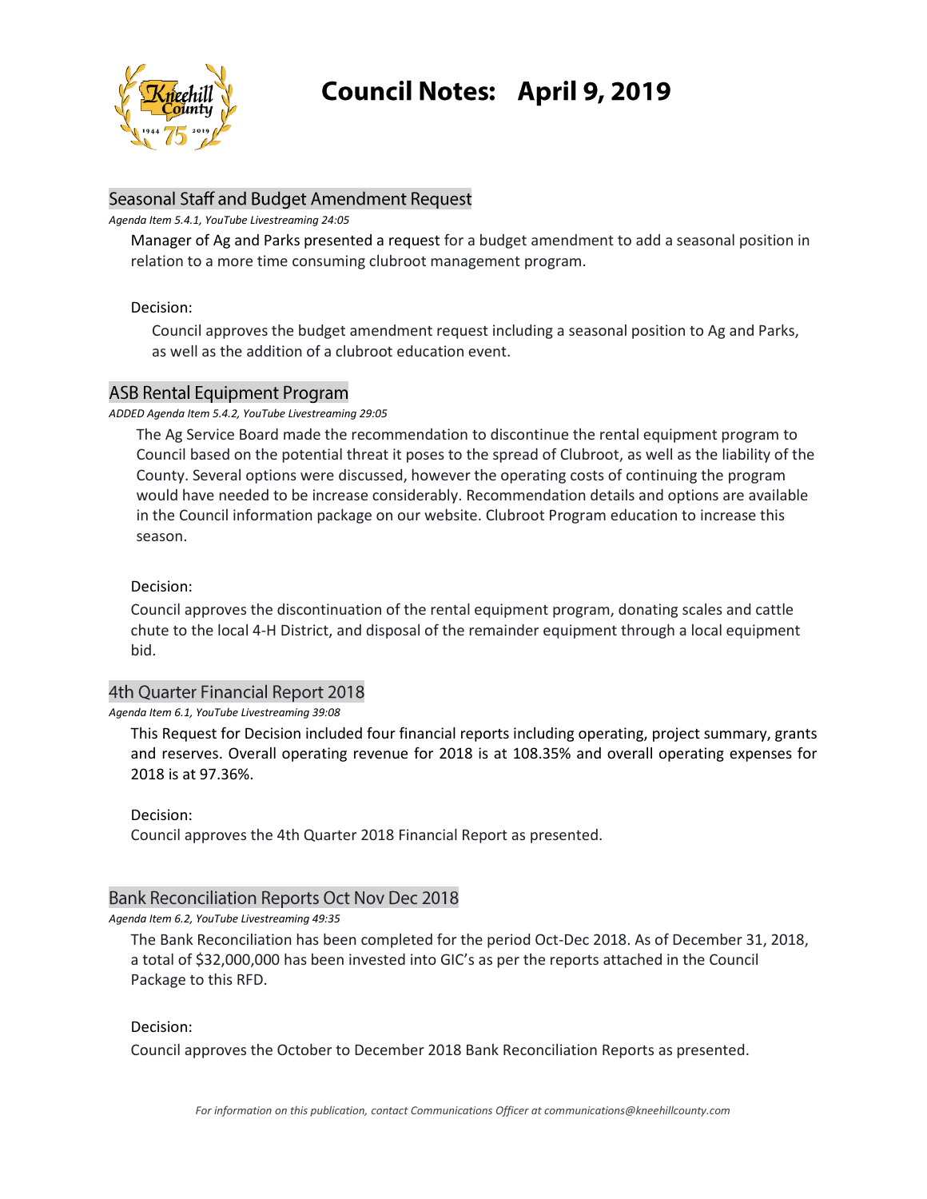# Council Notes: April 9, 2019

## Seasonal Staff and Budget Amendment Request

*Agenda Item 5.4.1, YouTube Livestreaming 24:05*

Manager of Ag and Parks presented a request for a budget amendment to add a seasonal position in relation to a more time consuming clubroot management program.

Decision:

Council approves the budget amendment request including a seasonal position to Ag and Parks, as well as the addition of a clubroot education event.

## ASB Rental Equipment Program

*ADDED Agenda Item 5.4.2, YouTube Livestreaming 29:05*

The Ag Service Board made the recommendation to discontinue the rental equipment program to Council based on the potential threat it poses to the spread of Clubroot, as well as the liability of the County. Several options were discussed, however the operating costs of continuing the program would have needed to be increase considerably. Recommendation details and options are available in the Council information package on our website. Clubroot Program education to increase this season.

Decision:

Council approves the discontinuation of the rental equipment program, donating scales and cattle chute to the local 4-H District, and disposal of the remainder equipment through a local equipment bid.

## 4th Quarter Financial Report 2018

*Agenda Item 6.1, YouTube Livestreaming 39:08*

This Request for Decision included four financial reports including operating, project summary, grants and reserves. Overall operating revenue for 2018 is at 108.35% and overall operating expenses for 2018 is at 97.36%.

Decision:

Council approves the 4th Quarter 2018 Financial Report as presented.

## Bank Reconciliation Reports Oct Nov Dec 2018

*Agenda Item 6.2, YouTube Livestreaming 49:35*

The Bank Reconciliation has been completed for the period Oct-Dec 2018. As of December 31, 2018, a total of $32,000,000 has been invested into GIC's as per the reports attached in the Council Package to this RFD.

Decision:

Council approves the October to December 2018 Bank Reconciliation Reports as presented.

*For information on this publication, contact Communications Officer at communications@kneehillcounty.com*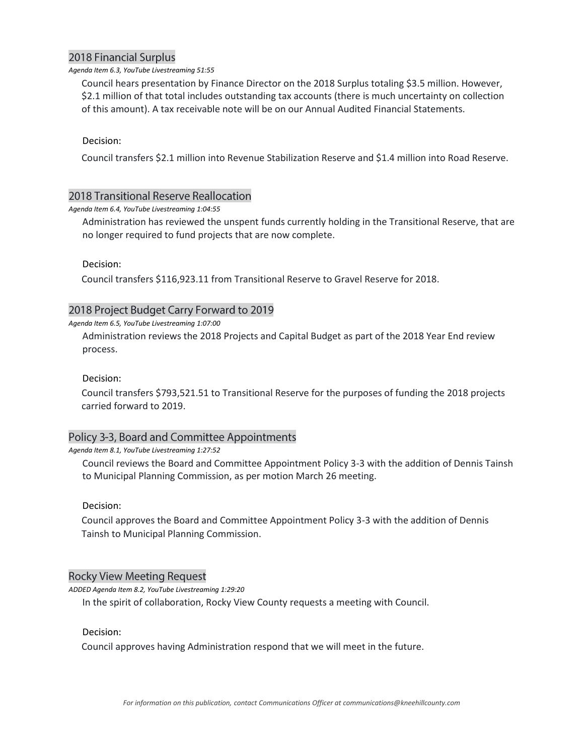## 2018 Financial Surplus

*Agenda Item 6.3, YouTube Livestreaming 51:55*

Council hears presentation by Finance Director on the 2018 Surplus totaling $3.5 million. However, $2.1 million of that total includes outstanding tax accounts (there is much uncertainty on collection of this amount). A tax receivable note will be on our Annual Audited Financial Statements.

Decision:

Council transfers $2.1 million into Revenue Stabilization Reserve and $1.4 million into Road Reserve.

## 2018 Transitional Reserve Reallocation

*Agenda Item 6.4, YouTube Livestreaming 1:04:55*

Administration has reviewed the unspent funds currently holding in the Transitional Reserve, that are no longer required to fund projects that are now complete.

Decision:

Council transfers $116,923.11 from Transitional Reserve to Gravel Reserve for 2018.

## 2018 Project Budget Carry Forward to 2019

*Agenda Item 6.5, YouTube Livestreaming 1:07:00*

Administration reviews the 2018 Projects and Capital Budget as part of the 2018 Year End review process.

Decision:

Council transfers $793,521.51 to Transitional Reserve for the purposes of funding the 2018 projects carried forward to 2019.

## Policy 3-3, Board and Committee Appointments

*Agenda Item 8.1, YouTube Livestreaming 1:27:52*

Council reviews the Board and Committee Appointment Policy 3-3 with the addition of Dennis Tainsh to Municipal Planning Commission, as per motion March 26 meeting.

Decision:

Council approves the Board and Committee Appointment Policy 3-3 with the addition of Dennis Tainsh to Municipal Planning Commission.

## Rocky View Meeting Request

*ADDED Agenda Item 8.2, YouTube Livestreaming 1:29:20*

In the spirit of collaboration, Rocky View County requests a meeting with Council.

Decision:

Council approves having Administration respond that we will meet in the future.

*For information on this publication, contact Communications Officer at communications@kneehillcounty.com*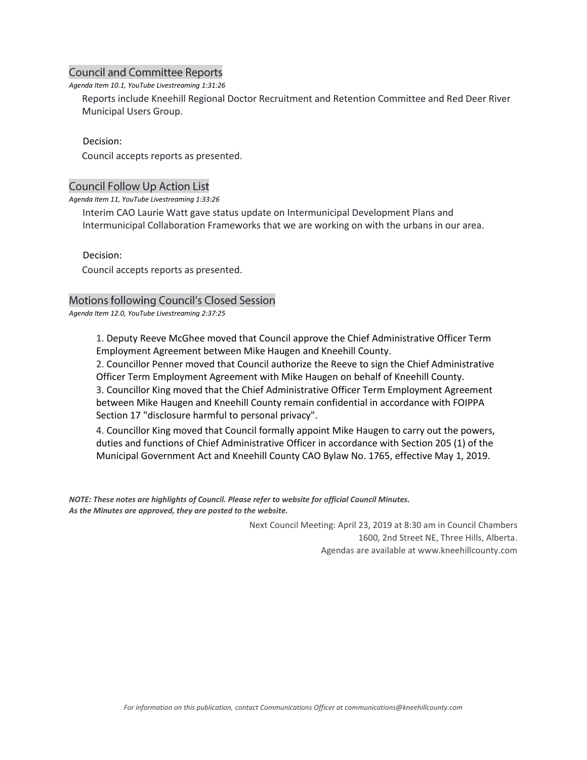## Council and Committee Reports

*Agenda Item 10.1, YouTube Livestreaming 1:31:26*

Reports include Kneehill Regional Doctor Recruitment and Retention Committee and Red Deer River Municipal Users Group.

Decision:

Council accepts reports as presented.

## Council Follow Up Action List

*Agenda Item 11, YouTube Livestreaming 1:33:26*

Interim CAO Laurie Watt gave status update on Intermunicipal Development Plans and Intermunicipal Collaboration Frameworks that we are working on with the urbans in our area.

Decision:

Council accepts reports as presented.

## Motions following Council's Closed Session

*Agenda Item 12.0, YouTube Livestreaming 2:37:25*

1. Deputy Reeve McGhee moved that Council approve the Chief Administrative Officer Term Employment Agreement between Mike Haugen and Kneehill County.
2. Councillor Penner moved that Council authorize the Reeve to sign the Chief Administrative Officer Term Employment Agreement with Mike Haugen on behalf of Kneehill County.
3. Councillor King moved that the Chief Administrative Officer Term Employment Agreement between Mike Haugen and Kneehill County remain confidential in accordance with FOIPPA Section 17 "disclosure harmful to personal privacy".
4. Councillor King moved that Council formally appoint Mike Haugen to carry out the powers, duties and functions of Chief Administrative Officer in accordance with Section 205 (1) of the Municipal Government Act and Kneehill County CAO Bylaw No. 1765, effective May 1, 2019.

***NOTE: These notes are highlights of Council. Please refer to website for official Council Minutes. As the Minutes are approved, they are posted to the website.***

Next Council Meeting: April 23, 2019 at 8:30 am in Council Chambers
1600, 2nd Street NE, Three Hills, Alberta.
Agendas are available at www.kneehillcounty.com

*For information on this publication, contact Communications Officer at communications@kneehillcounty.com*